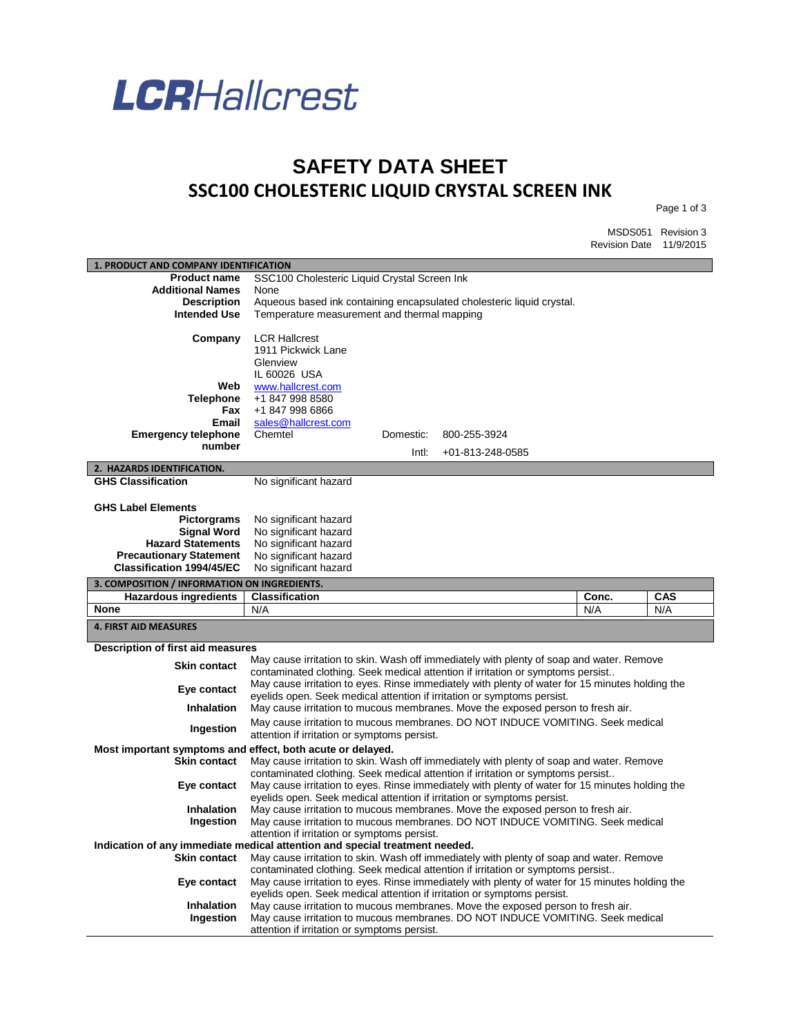**LCRHallcrest**

# SAFETY DATA SHEET

## SSC100 CHOLESTERIC LIQUID CRYSTAL SCREEN INK

MSDS051 Revision 3
Revision Date 11/9/2015

### 1. PRODUCT AND COMPANY IDENTIFICATION

| | |
|---|---|
| **Product name** | SSC100 Cholesteric Liquid Crystal Screen Ink |
| **Additional Names** | None |
| **Description** | Aqueous based ink containing encapsulated cholesteric liquid crystal. |
| **Intended Use** | Temperature measurement and thermal mapping |
| **Company** | LCR Hallcrest<br>1911 Pickwick Lane<br>Glenview<br>IL 60026 USA |
| **Web** | www.hallcrest.com |
| **Telephone** | +1 847 998 8580 |
| **Fax** | +1 847 998 6866 |
| **Email** | sales@hallcrest.com |
| **Emergency telephone number** | Chemtel Domestic: 800-255-3924 Intl: +01-813-248-0585 |

### 2. HAZARDS IDENTIFICATION.

| | |
|---|---|
| **GHS Classification** | No significant hazard |

**GHS Label Elements**

| | |
|---|---|
| **Pictograms** | No significant hazard |
| **Signal Word** | No significant hazard |
| **Hazard Statements** | No significant hazard |
| **Precautionary Statement** | No significant hazard |
| **Classification 1994/45/EC** | No significant hazard |

### 3. COMPOSITION / INFORMATION ON INGREDIENTS.

| Hazardous ingredients | Classification | Conc. | CAS |
|---|---|---|---|
| None | N/A | N/A | N/A |

### 4. FIRST AID MEASURES

**Description of first aid measures**

| | |
|---|---|
| **Skin contact** | May cause irritation to skin. Wash off immediately with plenty of soap and water. Remove contaminated clothing. Seek medical attention if irritation or symptoms persist.. |
| **Eye contact** | May cause irritation to eyes. Rinse immediately with plenty of water for 15 minutes holding the eyelids open. Seek medical attention if irritation or symptoms persist. |
| **Inhalation** | May cause irritation to mucous membranes. Move the exposed person to fresh air. |
| **Ingestion** | May cause irritation to mucous membranes. DO NOT INDUCE VOMITING. Seek medical attention if irritation or symptoms persist. |

**Most important symptoms and effect, both acute or delayed.**

| | |
|---|---|
| **Skin contact** | May cause irritation to skin. Wash off immediately with plenty of soap and water. Remove contaminated clothing. Seek medical attention if irritation or symptoms persist.. |
| **Eye contact** | May cause irritation to eyes. Rinse immediately with plenty of water for 15 minutes holding the eyelids open. Seek medical attention if irritation or symptoms persist. |
| **Inhalation** | May cause irritation to mucous membranes. Move the exposed person to fresh air. |
| **Ingestion** | May cause irritation to mucous membranes. DO NOT INDUCE VOMITING. Seek medical attention if irritation or symptoms persist. |

**Indication of any immediate medical attention and special treatment needed.**

| | |
|---|---|
| **Skin contact** | May cause irritation to skin. Wash off immediately with plenty of soap and water. Remove contaminated clothing. Seek medical attention if irritation or symptoms persist.. |
| **Eye contact** | May cause irritation to eyes. Rinse immediately with plenty of water for 15 minutes holding the eyelids open. Seek medical attention if irritation or symptoms persist. |
| **Inhalation** | May cause irritation to mucous membranes. Move the exposed person to fresh air. |
| **Ingestion** | May cause irritation to mucous membranes. DO NOT INDUCE VOMITING. Seek medical attention if irritation or symptoms persist. |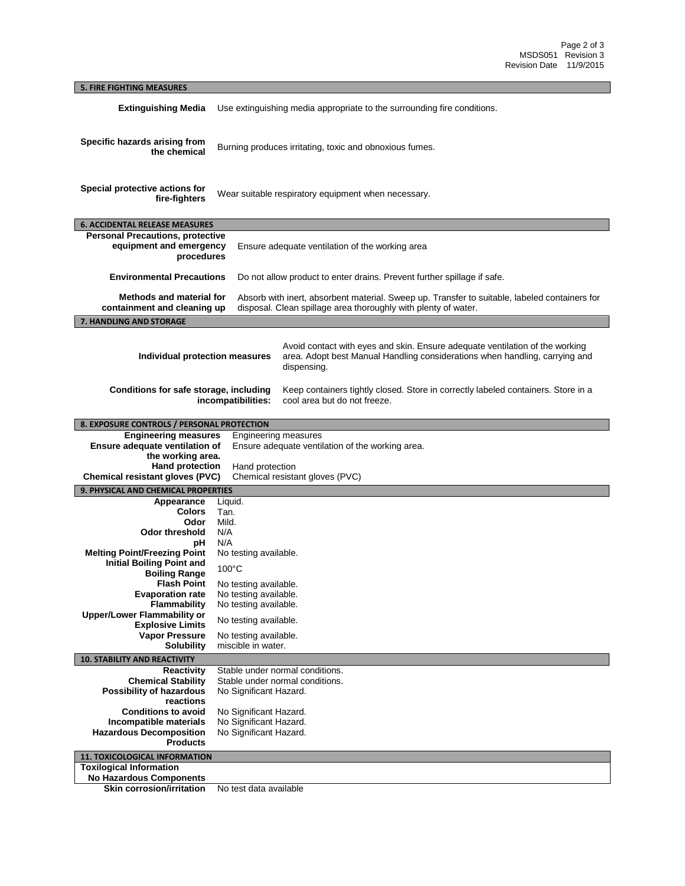## 5. FIRE FIGHTING MEASURES

| | |
|---|---|
| **Extinguishing Media** | Use extinguishing media appropriate to the surrounding fire conditions. |
| **Specific hazards arising from the chemical** | Burning produces irritating, toxic and obnoxious fumes. |
| **Special protective actions for fire-fighters** | Wear suitable respiratory equipment when necessary. |

## 6. ACCIDENTAL RELEASE MEASURES

| | |
|---|---|
| **Personal Precautions, protective equipment and emergency procedures** | Ensure adequate ventilation of the working area |
| **Environmental Precautions** | Do not allow product to enter drains. Prevent further spillage if safe. |
| **Methods and material for containment and cleaning up** | Absorb with inert, absorbent material. Sweep up. Transfer to suitable, labeled containers for disposal. Clean spillage area thoroughly with plenty of water. |

## 7. HANDLING AND STORAGE

| | |
|---|---|
| **Individual protection measures** | Avoid contact with eyes and skin. Ensure adequate ventilation of the working area. Adopt best Manual Handling considerations when handling, carrying and dispensing. |
| **Conditions for safe storage, including incompatibilities:** | Keep containers tightly closed. Store in correctly labeled containers. Store in a cool area but do not freeze. |

## 8. EXPOSURE CONTROLS / PERSONAL PROTECTION

| | |
|---|---|
| **Engineering measures** | Engineering measures |
| **Ensure adequate ventilation of the working area.** | Ensure adequate ventilation of the working area. |
| **Hand protection** | Hand protection |
| **Chemical resistant gloves (PVC)** | Chemical resistant gloves (PVC) |

## 9. PHYSICAL AND CHEMICAL PROPERTIES

| | |
|---|---|
| **Appearance** | Liquid. |
| **Colors** | Tan. |
| **Odor** | Mild. |
| **Odor threshold** | N/A |
| **pH** | N/A |
| **Melting Point/Freezing Point** | No testing available. |
| **Initial Boiling Point and Boiling Range** | 100°C |
| **Flash Point** | No testing available. |
| **Evaporation rate** | No testing available. |
| **Flammability** | No testing available. |
| **Upper/Lower Flammability or Explosive Limits** | No testing available. |
| **Vapor Pressure** | No testing available. |
| **Solubility** | miscible in water. |

## 10. STABILITY AND REACTIVITY

| | |
|---|---|
| **Reactivity** | Stable under normal conditions. |
| **Chemical Stability** | Stable under normal conditions. |
| **Possibility of hazardous reactions** | No Significant Hazard. |
| **Conditions to avoid** | No Significant Hazard. |
| **Incompatible materials** | No Significant Hazard. |
| **Hazardous Decomposition Products** | No Significant Hazard. |

## 11. TOXICOLOGICAL INFORMATION

**Toxilogical Information**

**No Hazardous Components**

| | |
|---|---|
| **Skin corrosion/irritation** | No test data available |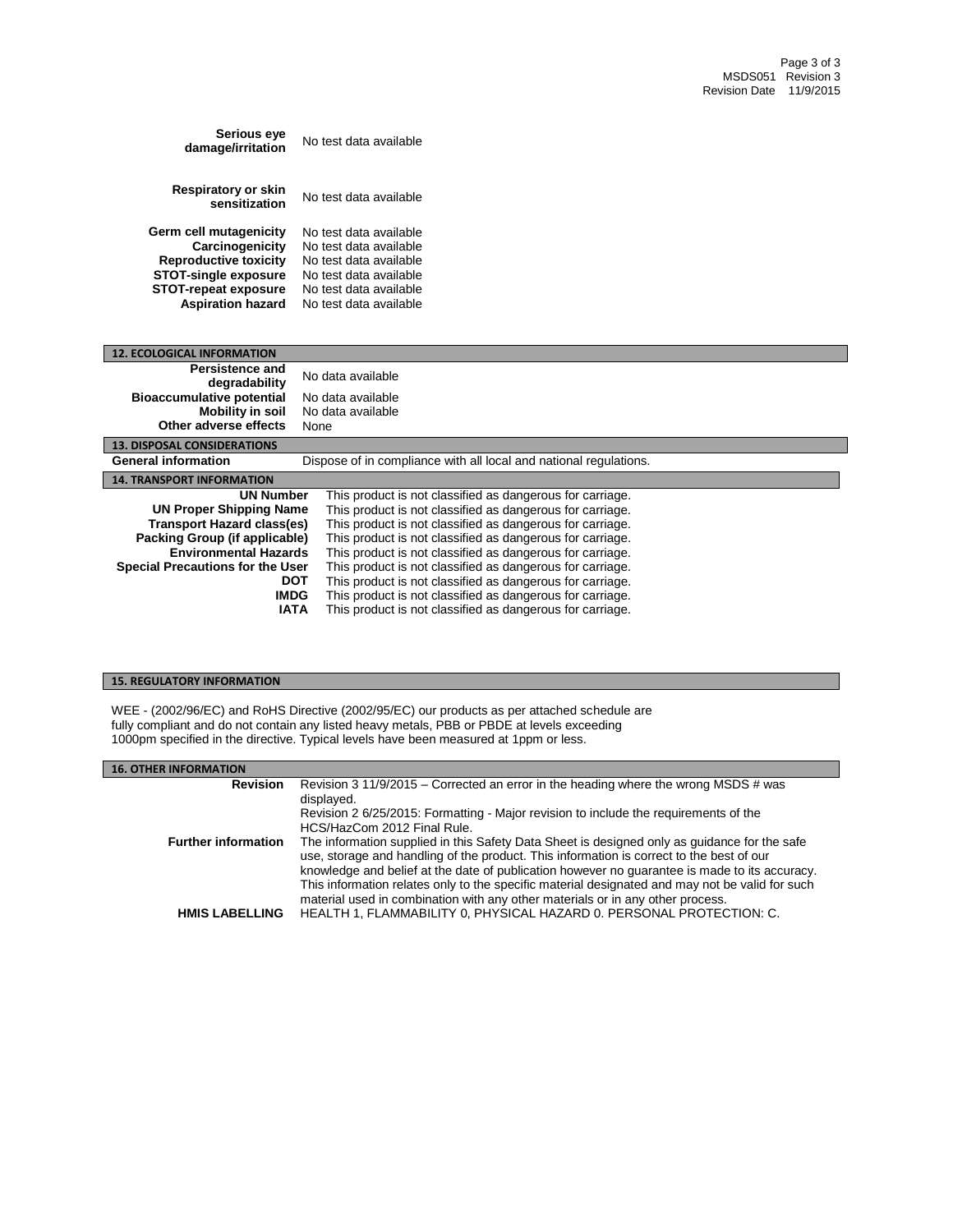| | |
|---|---|
| **Serious eye damage/irritation** | No test data available |
| **Respiratory or skin sensitization** | No test data available |
| **Germ cell mutagenicity** | No test data available |
| **Carcinogenicity** | No test data available |
| **Reproductive toxicity** | No test data available |
| **STOT-single exposure** | No test data available |
| **STOT-repeat exposure** | No test data available |
| **Aspiration hazard** | No test data available |

## 12. ECOLOGICAL INFORMATION

| | |
|---|---|
| **Persistence and degradability** | No data available |
| **Bioaccumulative potential** | No data available |
| **Mobility in soil** | No data available |
| **Other adverse effects** | None |

## 13. DISPOSAL CONSIDERATIONS

| | |
|---|---|
| **General information** | Dispose of in compliance with all local and national regulations. |

## 14. TRANSPORT INFORMATION

| | |
|---|---|
| **UN Number** | This product is not classified as dangerous for carriage. |
| **UN Proper Shipping Name** | This product is not classified as dangerous for carriage. |
| **Transport Hazard class(es)** | This product is not classified as dangerous for carriage. |
| **Packing Group (if applicable)** | This product is not classified as dangerous for carriage. |
| **Environmental Hazards** | This product is not classified as dangerous for carriage. |
| **Special Precautions for the User** | This product is not classified as dangerous for carriage. |
| **DOT** | This product is not classified as dangerous for carriage. |
| **IMDG** | This product is not classified as dangerous for carriage. |
| **IATA** | This product is not classified as dangerous for carriage. |

## 15. REGULATORY INFORMATION

WEE - (2002/96/EC) and RoHS Directive (2002/95/EC) our products as per attached schedule are fully compliant and do not contain any listed heavy metals, PBB or PBDE at levels exceeding 1000pm specified in the directive. Typical levels have been measured at 1ppm or less.

## 16. OTHER INFORMATION

| | |
|---|---|
| **Revision** | Revision 3 11/9/2015 – Corrected an error in the heading where the wrong MSDS # was displayed.<br>Revision 2 6/25/2015: Formatting - Major revision to include the requirements of the HCS/HazCom 2012 Final Rule. |
| **Further information** | The information supplied in this Safety Data Sheet is designed only as guidance for the safe use, storage and handling of the product. This information is correct to the best of our knowledge and belief at the date of publication however no guarantee is made to its accuracy. This information relates only to the specific material designated and may not be valid for such material used in combination with any other materials or in any other process. |
| **HMIS LABELLING** | HEALTH 1, FLAMMABILITY 0, PHYSICAL HAZARD 0. PERSONAL PROTECTION: C. |